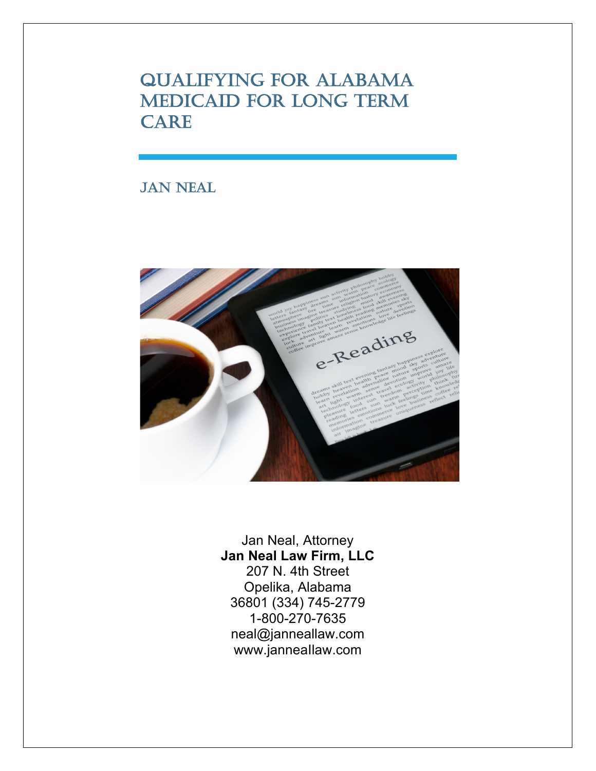# Qualifying for Alabama Medicaid for Long Term Care

Jan Neal

Jan Neal, Attorney
**Jan Neal Law Firm, LLC**
207 N. 4th Street
Opelika, Alabama
36801 (334) 745-2779
1-800-270-7635
neal@janneallaw.com
www.janneallaw.com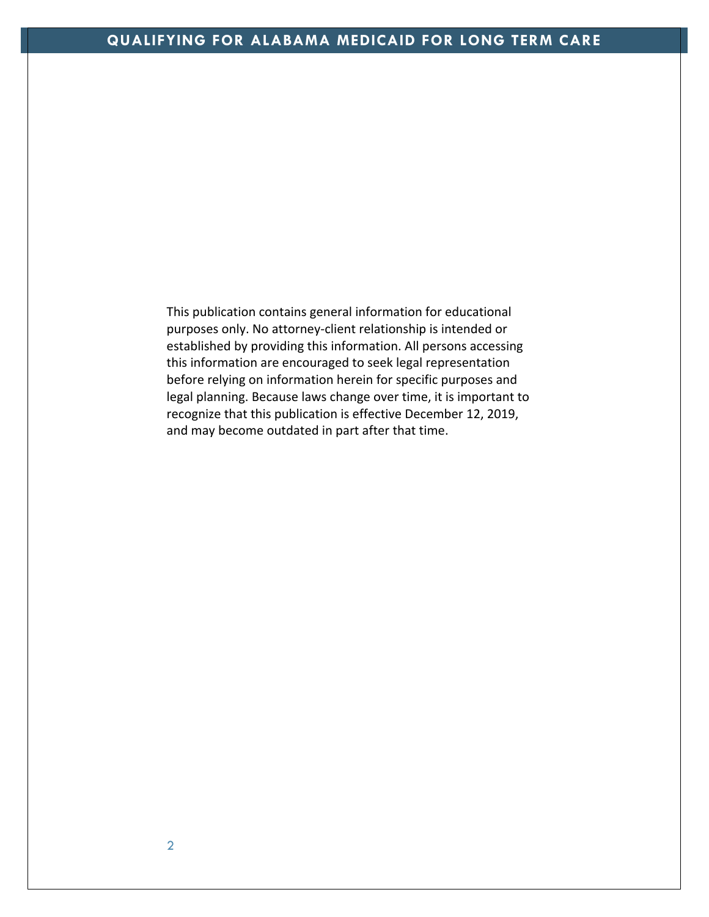This publication contains general information for educational purposes only. No attorney-client relationship is intended or established by providing this information. All persons accessing this information are encouraged to seek legal representation before relying on information herein for specific purposes and legal planning. Because laws change over time, it is important to recognize that this publication is effective December 12, 2019, and may become outdated in part after that time.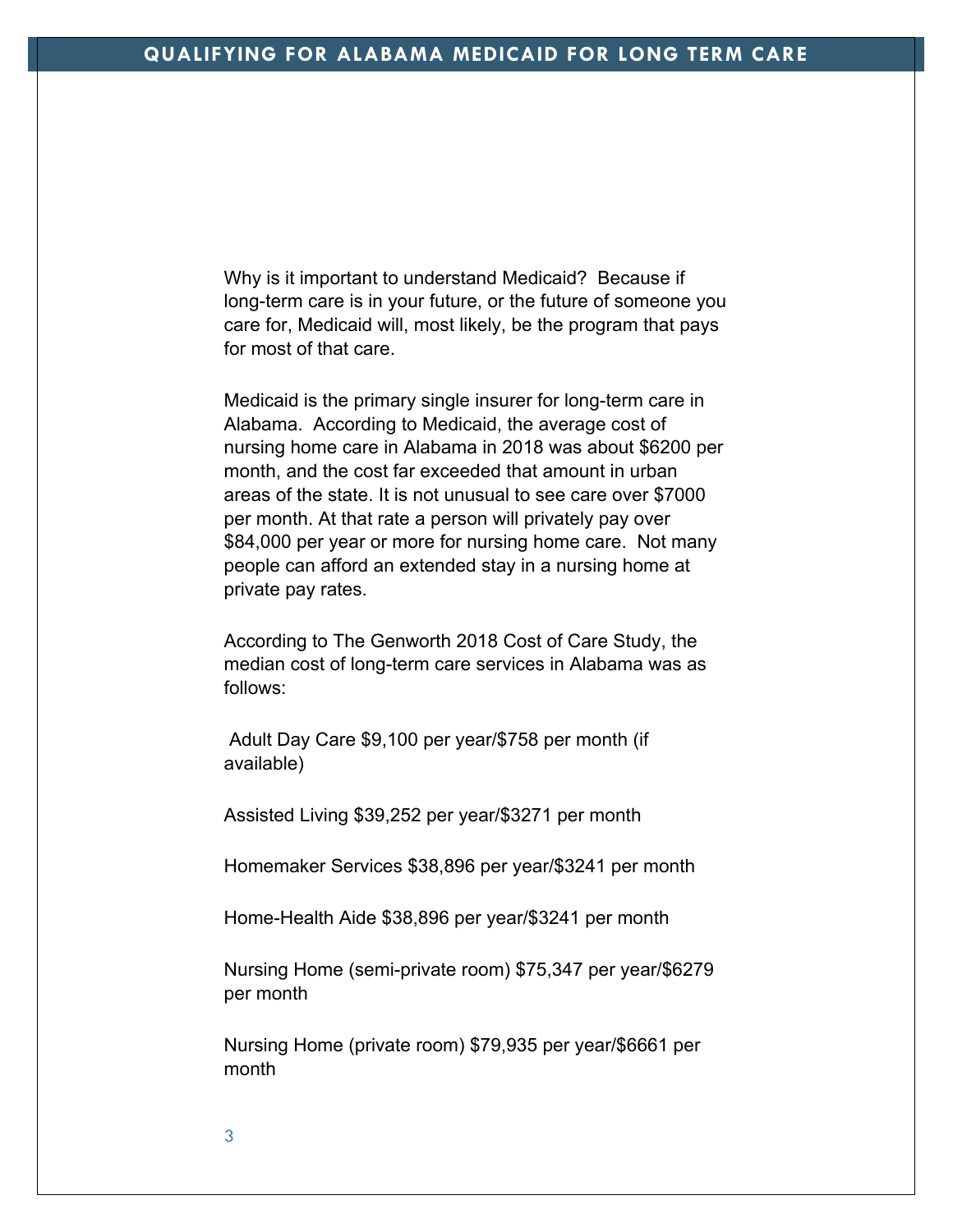Why is it important to understand Medicaid? Because if long-term care is in your future, or the future of someone you care for, Medicaid will, most likely, be the program that pays for most of that care.

Medicaid is the primary single insurer for long-term care in Alabama. According to Medicaid, the average cost of nursing home care in Alabama in 2018 was about $6200 per month, and the cost far exceeded that amount in urban areas of the state. It is not unusual to see care over $7000 per month. At that rate a person will privately pay over $84,000 per year or more for nursing home care. Not many people can afford an extended stay in a nursing home at private pay rates.

According to The Genworth 2018 Cost of Care Study, the median cost of long-term care services in Alabama was as follows:

Adult Day Care $9,100 per year/$758 per month (if available)

Assisted Living $39,252 per year/$3271 per month

Homemaker Services $38,896 per year/$3241 per month

Home-Health Aide $38,896 per year/$3241 per month

Nursing Home (semi-private room) $75,347 per year/$6279 per month

Nursing Home (private room) $79,935 per year/$6661 per month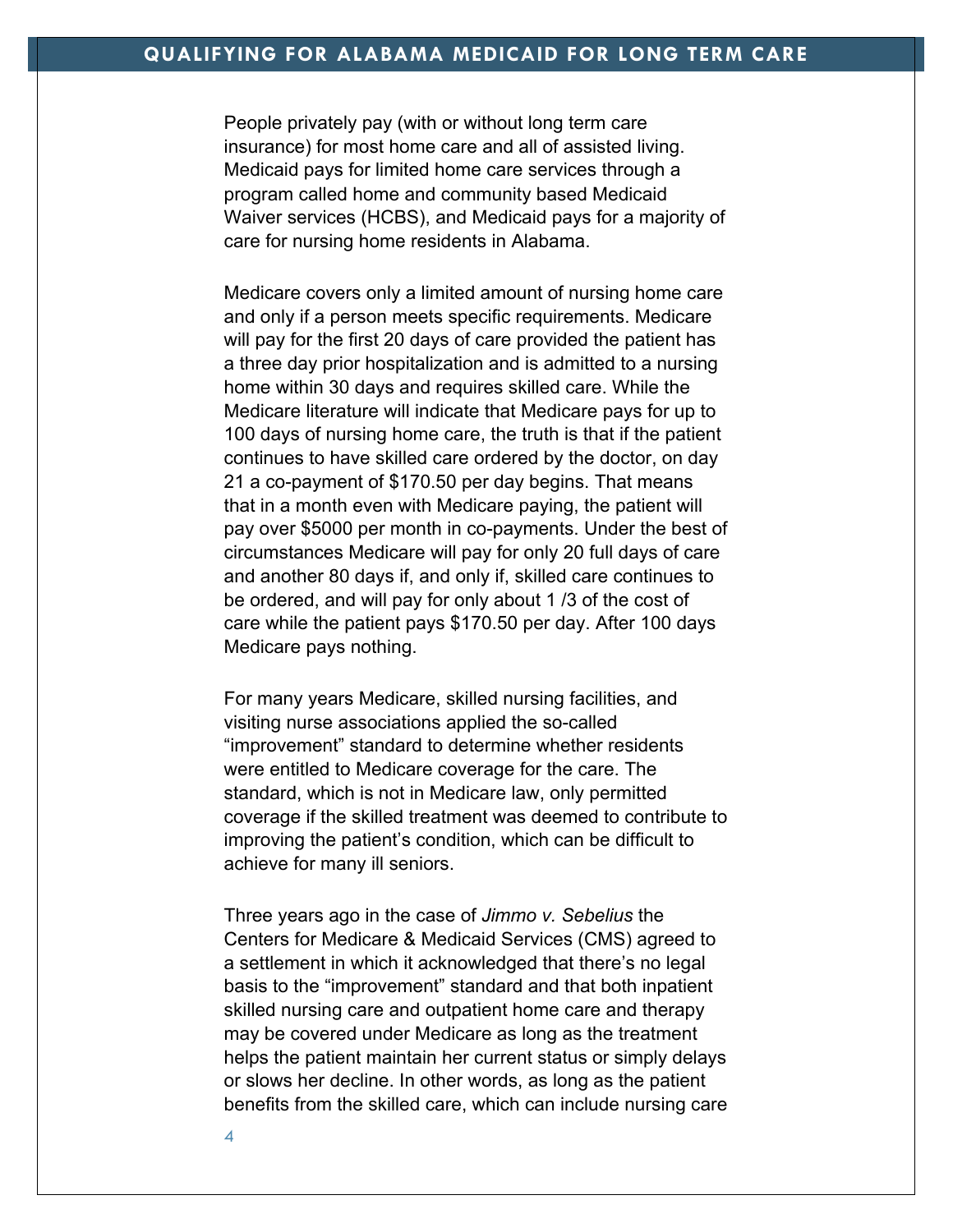People privately pay (with or without long term care insurance) for most home care and all of assisted living. Medicaid pays for limited home care services through a program called home and community based Medicaid Waiver services (HCBS), and Medicaid pays for a majority of care for nursing home residents in Alabama.

Medicare covers only a limited amount of nursing home care and only if a person meets specific requirements. Medicare will pay for the first 20 days of care provided the patient has a three day prior hospitalization and is admitted to a nursing home within 30 days and requires skilled care. While the Medicare literature will indicate that Medicare pays for up to 100 days of nursing home care, the truth is that if the patient continues to have skilled care ordered by the doctor, on day 21 a co-payment of $170.50 per day begins. That means that in a month even with Medicare paying, the patient will pay over $5000 per month in co-payments. Under the best of circumstances Medicare will pay for only 20 full days of care and another 80 days if, and only if, skilled care continues to be ordered, and will pay for only about 1 /3 of the cost of care while the patient pays $170.50 per day. After 100 days Medicare pays nothing.

For many years Medicare, skilled nursing facilities, and visiting nurse associations applied the so-called "improvement" standard to determine whether residents were entitled to Medicare coverage for the care. The standard, which is not in Medicare law, only permitted coverage if the skilled treatment was deemed to contribute to improving the patient's condition, which can be difficult to achieve for many ill seniors.

Three years ago in the case of *Jimmo v. Sebelius* the Centers for Medicare & Medicaid Services (CMS) agreed to a settlement in which it acknowledged that there's no legal basis to the "improvement" standard and that both inpatient skilled nursing care and outpatient home care and therapy may be covered under Medicare as long as the treatment helps the patient maintain her current status or simply delays or slows her decline. In other words, as long as the patient benefits from the skilled care, which can include nursing care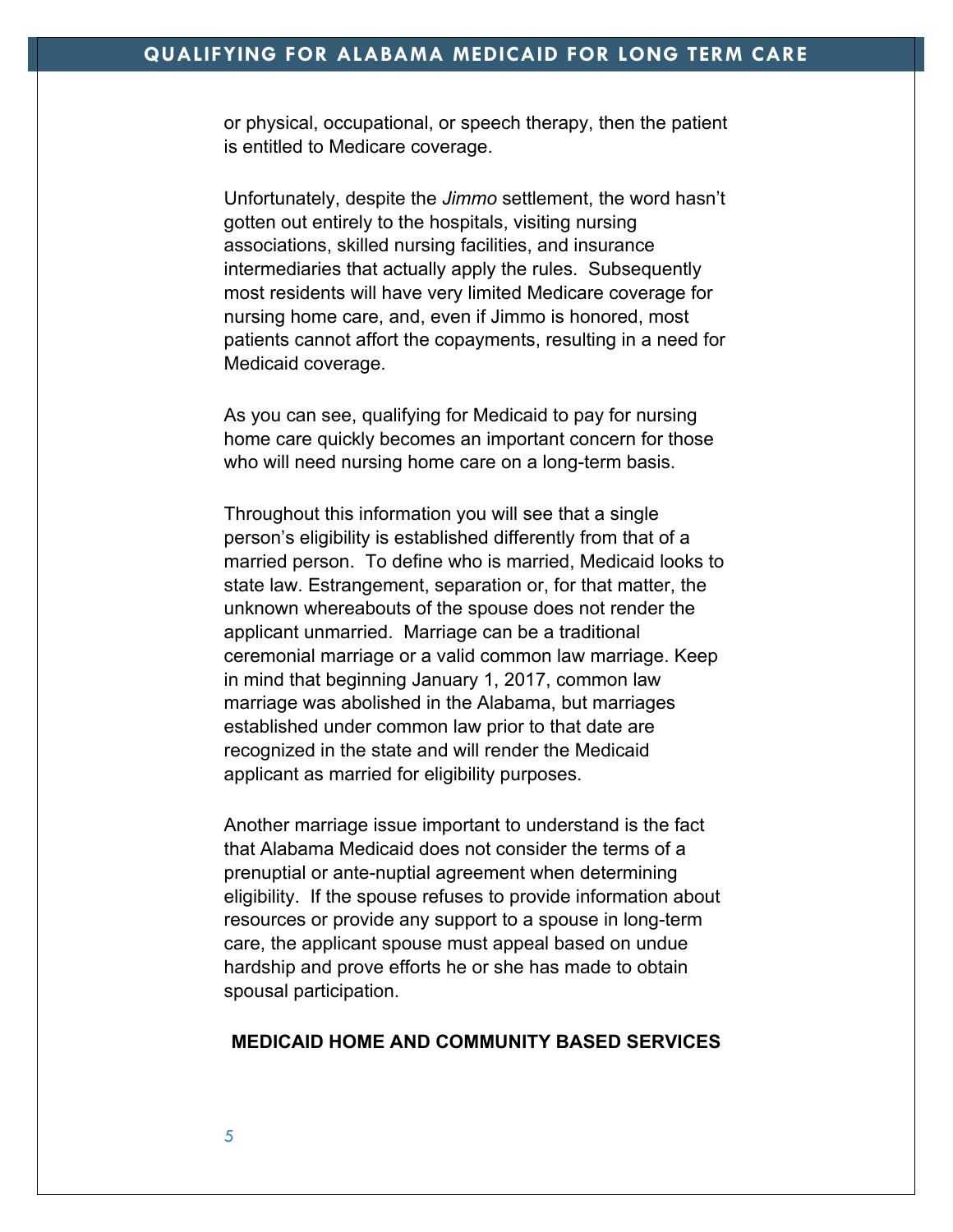or physical, occupational, or speech therapy, then the patient is entitled to Medicare coverage.

Unfortunately, despite the *Jimmo* settlement, the word hasn't gotten out entirely to the hospitals, visiting nursing associations, skilled nursing facilities, and insurance intermediaries that actually apply the rules. Subsequently most residents will have very limited Medicare coverage for nursing home care, and, even if Jimmo is honored, most patients cannot affort the copayments, resulting in a need for Medicaid coverage.

As you can see, qualifying for Medicaid to pay for nursing home care quickly becomes an important concern for those who will need nursing home care on a long-term basis.

Throughout this information you will see that a single person's eligibility is established differently from that of a married person. To define who is married, Medicaid looks to state law. Estrangement, separation or, for that matter, the unknown whereabouts of the spouse does not render the applicant unmarried. Marriage can be a traditional ceremonial marriage or a valid common law marriage. Keep in mind that beginning January 1, 2017, common law marriage was abolished in the Alabama, but marriages established under common law prior to that date are recognized in the state and will render the Medicaid applicant as married for eligibility purposes.

Another marriage issue important to understand is the fact that Alabama Medicaid does not consider the terms of a prenuptial or ante-nuptial agreement when determining eligibility. If the spouse refuses to provide information about resources or provide any support to a spouse in long-term care, the applicant spouse must appeal based on undue hardship and prove efforts he or she has made to obtain spousal participation.

## MEDICAID HOME AND COMMUNITY BASED SERVICES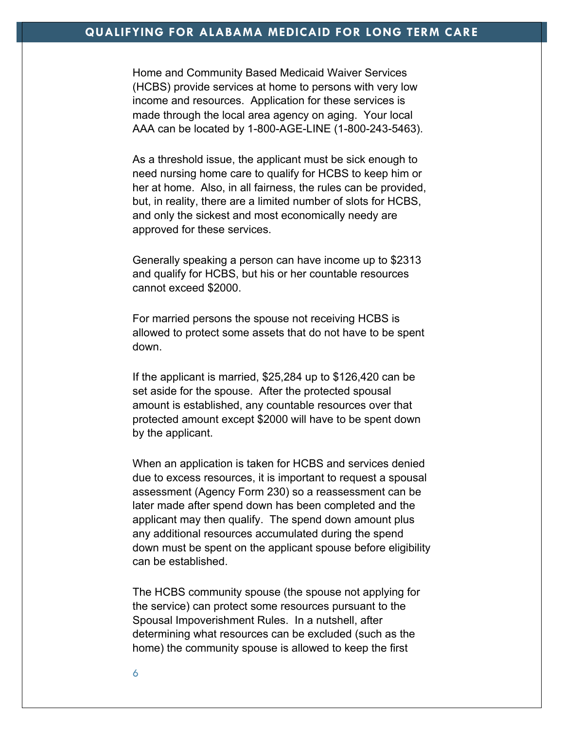Home and Community Based Medicaid Waiver Services (HCBS) provide services at home to persons with very low income and resources. Application for these services is made through the local area agency on aging. Your local AAA can be located by 1-800-AGE-LINE (1-800-243-5463).

As a threshold issue, the applicant must be sick enough to need nursing home care to qualify for HCBS to keep him or her at home. Also, in all fairness, the rules can be provided, but, in reality, there are a limited number of slots for HCBS, and only the sickest and most economically needy are approved for these services.

Generally speaking a person can have income up to $2313 and qualify for HCBS, but his or her countable resources cannot exceed $2000.

For married persons the spouse not receiving HCBS is allowed to protect some assets that do not have to be spent down.

If the applicant is married, $25,284 up to $126,420 can be set aside for the spouse. After the protected spousal amount is established, any countable resources over that protected amount except $2000 will have to be spent down by the applicant.

When an application is taken for HCBS and services denied due to excess resources, it is important to request a spousal assessment (Agency Form 230) so a reassessment can be later made after spend down has been completed and the applicant may then qualify. The spend down amount plus any additional resources accumulated during the spend down must be spent on the applicant spouse before eligibility can be established.

The HCBS community spouse (the spouse not applying for the service) can protect some resources pursuant to the Spousal Impoverishment Rules. In a nutshell, after determining what resources can be excluded (such as the home) the community spouse is allowed to keep the first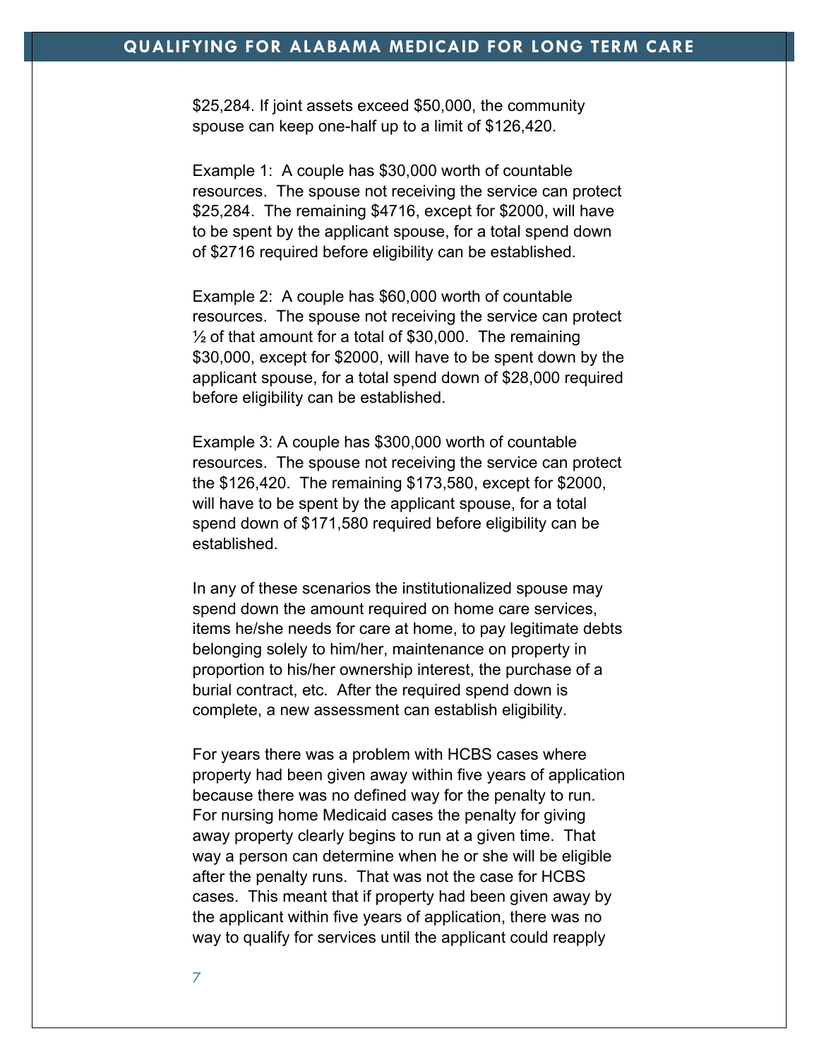$25,284. If joint assets exceed $50,000, the community spouse can keep one-half up to a limit of $126,420.

Example 1: A couple has $30,000 worth of countable resources. The spouse not receiving the service can protect $25,284. The remaining $4716, except for $2000, will have to be spent by the applicant spouse, for a total spend down of $2716 required before eligibility can be established.

Example 2: A couple has $60,000 worth of countable resources. The spouse not receiving the service can protect ½ of that amount for a total of $30,000. The remaining $30,000, except for $2000, will have to be spent down by the applicant spouse, for a total spend down of $28,000 required before eligibility can be established.

Example 3: A couple has $300,000 worth of countable resources. The spouse not receiving the service can protect the $126,420. The remaining $173,580, except for $2000, will have to be spent by the applicant spouse, for a total spend down of $171,580 required before eligibility can be established.

In any of these scenarios the institutionalized spouse may spend down the amount required on home care services, items he/she needs for care at home, to pay legitimate debts belonging solely to him/her, maintenance on property in proportion to his/her ownership interest, the purchase of a burial contract, etc. After the required spend down is complete, a new assessment can establish eligibility.

For years there was a problem with HCBS cases where property had been given away within five years of application because there was no defined way for the penalty to run. For nursing home Medicaid cases the penalty for giving away property clearly begins to run at a given time. That way a person can determine when he or she will be eligible after the penalty runs. That was not the case for HCBS cases. This meant that if property had been given away by the applicant within five years of application, there was no way to qualify for services until the applicant could reapply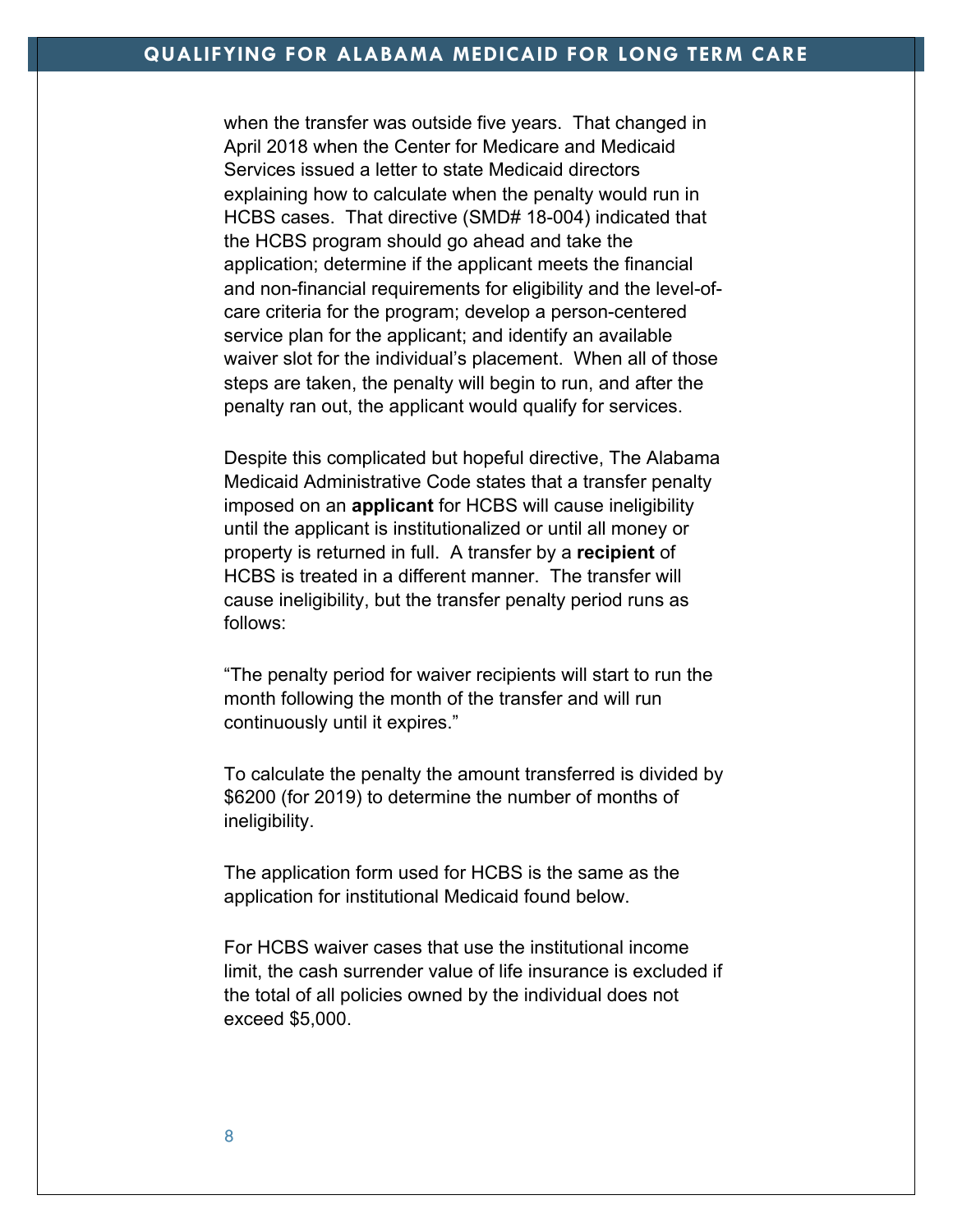when the transfer was outside five years.  That changed in April 2018 when the Center for Medicare and Medicaid Services issued a letter to state Medicaid directors explaining how to calculate when the penalty would run in HCBS cases.  That directive (SMD# 18-004) indicated that the HCBS program should go ahead and take the application; determine if the applicant meets the financial and non-financial requirements for eligibility and the level-of-care criteria for the program; develop a person-centered service plan for the applicant; and identify an available waiver slot for the individual's placement.  When all of those steps are taken, the penalty will begin to run, and after the penalty ran out, the applicant would qualify for services.

Despite this complicated but hopeful directive, The Alabama Medicaid Administrative Code states that a transfer penalty imposed on an **applicant** for HCBS will cause ineligibility until the applicant is institutionalized or until all money or property is returned in full.  A transfer by a **recipient** of HCBS is treated in a different manner.  The transfer will cause ineligibility, but the transfer penalty period runs as follows:

"The penalty period for waiver recipients will start to run the month following the month of the transfer and will run continuously until it expires."

To calculate the penalty the amount transferred is divided by $6200 (for 2019) to determine the number of months of ineligibility.

The application form used for HCBS is the same as the application for institutional Medicaid found below.

For HCBS waiver cases that use the institutional income limit, the cash surrender value of life insurance is excluded if the total of all policies owned by the individual does not exceed $5,000.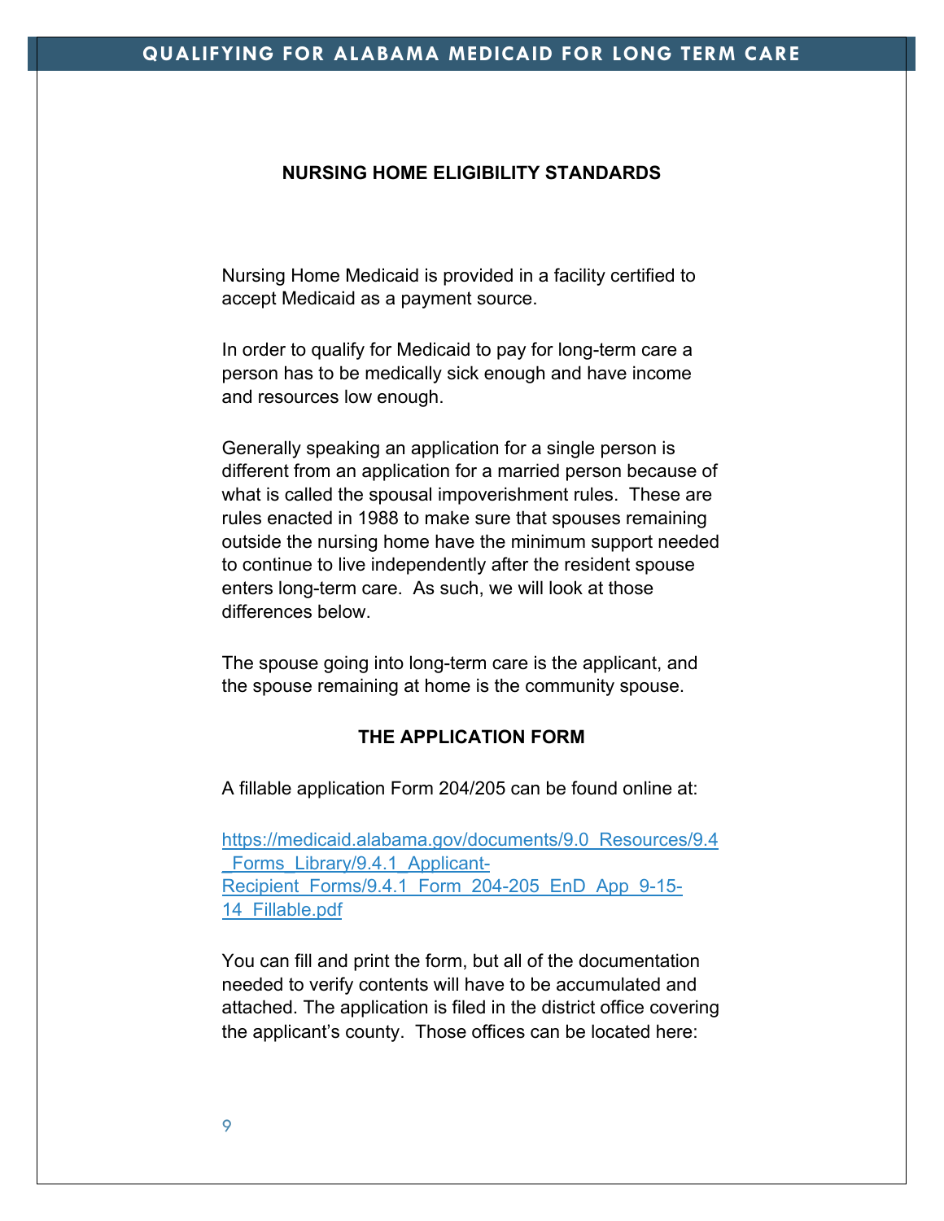## NURSING HOME ELIGIBILITY STANDARDS

Nursing Home Medicaid is provided in a facility certified to accept Medicaid as a payment source.

In order to qualify for Medicaid to pay for long-term care a person has to be medically sick enough and have income and resources low enough.

Generally speaking an application for a single person is different from an application for a married person because of what is called the spousal impoverishment rules. These are rules enacted in 1988 to make sure that spouses remaining outside the nursing home have the minimum support needed to continue to live independently after the resident spouse enters long-term care. As such, we will look at those differences below.

The spouse going into long-term care is the applicant, and the spouse remaining at home is the community spouse.

## THE APPLICATION FORM

A fillable application Form 204/205 can be found online at:

https://medicaid.alabama.gov/documents/9.0_Resources/9.4_Forms_Library/9.4.1_Applicant-Recipient_Forms/9.4.1_Form_204-205_EnD_App_9-15-14_Fillable.pdf

You can fill and print the form, but all of the documentation needed to verify contents will have to be accumulated and attached. The application is filed in the district office covering the applicant's county. Those offices can be located here: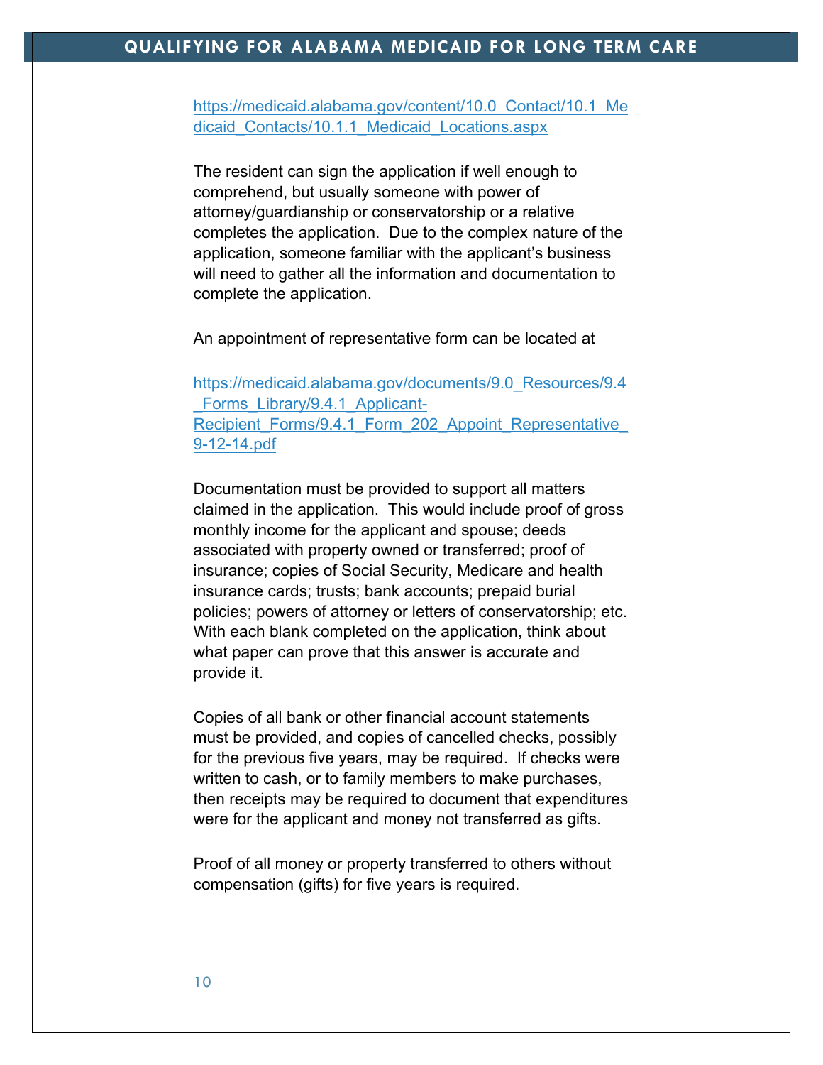https://medicaid.alabama.gov/content/10.0_Contact/10.1_Medicaid_Contacts/10.1.1_Medicaid_Locations.aspx

The resident can sign the application if well enough to comprehend, but usually someone with power of attorney/guardianship or conservatorship or a relative completes the application. Due to the complex nature of the application, someone familiar with the applicant's business will need to gather all the information and documentation to complete the application.

An appointment of representative form can be located at

https://medicaid.alabama.gov/documents/9.0_Resources/9.4_Forms_Library/9.4.1_Applicant-Recipient_Forms/9.4.1_Form_202_Appoint_Representative_9-12-14.pdf

Documentation must be provided to support all matters claimed in the application. This would include proof of gross monthly income for the applicant and spouse; deeds associated with property owned or transferred; proof of insurance; copies of Social Security, Medicare and health insurance cards; trusts; bank accounts; prepaid burial policies; powers of attorney or letters of conservatorship; etc. With each blank completed on the application, think about what paper can prove that this answer is accurate and provide it.

Copies of all bank or other financial account statements must be provided, and copies of cancelled checks, possibly for the previous five years, may be required. If checks were written to cash, or to family members to make purchases, then receipts may be required to document that expenditures were for the applicant and money not transferred as gifts.

Proof of all money or property transferred to others without compensation (gifts) for five years is required.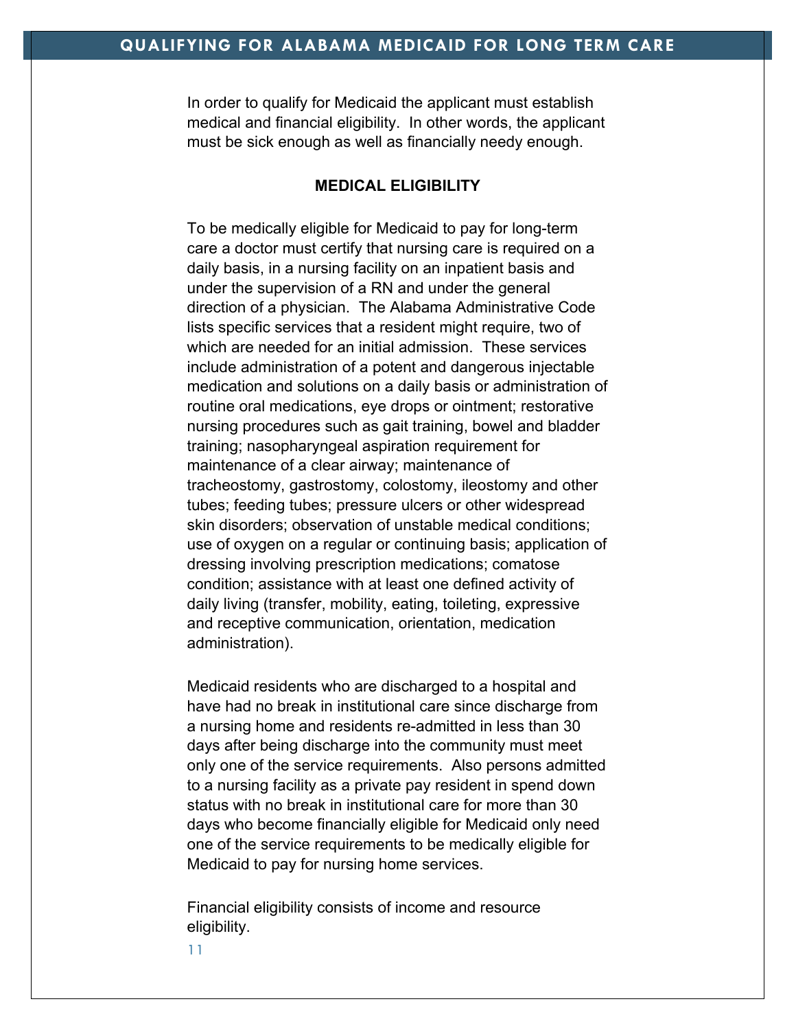# QUALIFYING FOR ALABAMA MEDICAID FOR LONG TERM CARE

In order to qualify for Medicaid the applicant must establish medical and financial eligibility. In other words, the applicant must be sick enough as well as financially needy enough.

## MEDICAL ELIGIBILITY

To be medically eligible for Medicaid to pay for long-term care a doctor must certify that nursing care is required on a daily basis, in a nursing facility on an inpatient basis and under the supervision of a RN and under the general direction of a physician. The Alabama Administrative Code lists specific services that a resident might require, two of which are needed for an initial admission. These services include administration of a potent and dangerous injectable medication and solutions on a daily basis or administration of routine oral medications, eye drops or ointment; restorative nursing procedures such as gait training, bowel and bladder training; nasopharyngeal aspiration requirement for maintenance of a clear airway; maintenance of tracheostomy, gastrostomy, colostomy, ileostomy and other tubes; feeding tubes; pressure ulcers or other widespread skin disorders; observation of unstable medical conditions; use of oxygen on a regular or continuing basis; application of dressing involving prescription medications; comatose condition; assistance with at least one defined activity of daily living (transfer, mobility, eating, toileting, expressive and receptive communication, orientation, medication administration).

Medicaid residents who are discharged to a hospital and have had no break in institutional care since discharge from a nursing home and residents re-admitted in less than 30 days after being discharge into the community must meet only one of the service requirements. Also persons admitted to a nursing facility as a private pay resident in spend down status with no break in institutional care for more than 30 days who become financially eligible for Medicaid only need one of the service requirements to be medically eligible for Medicaid to pay for nursing home services.

Financial eligibility consists of income and resource eligibility.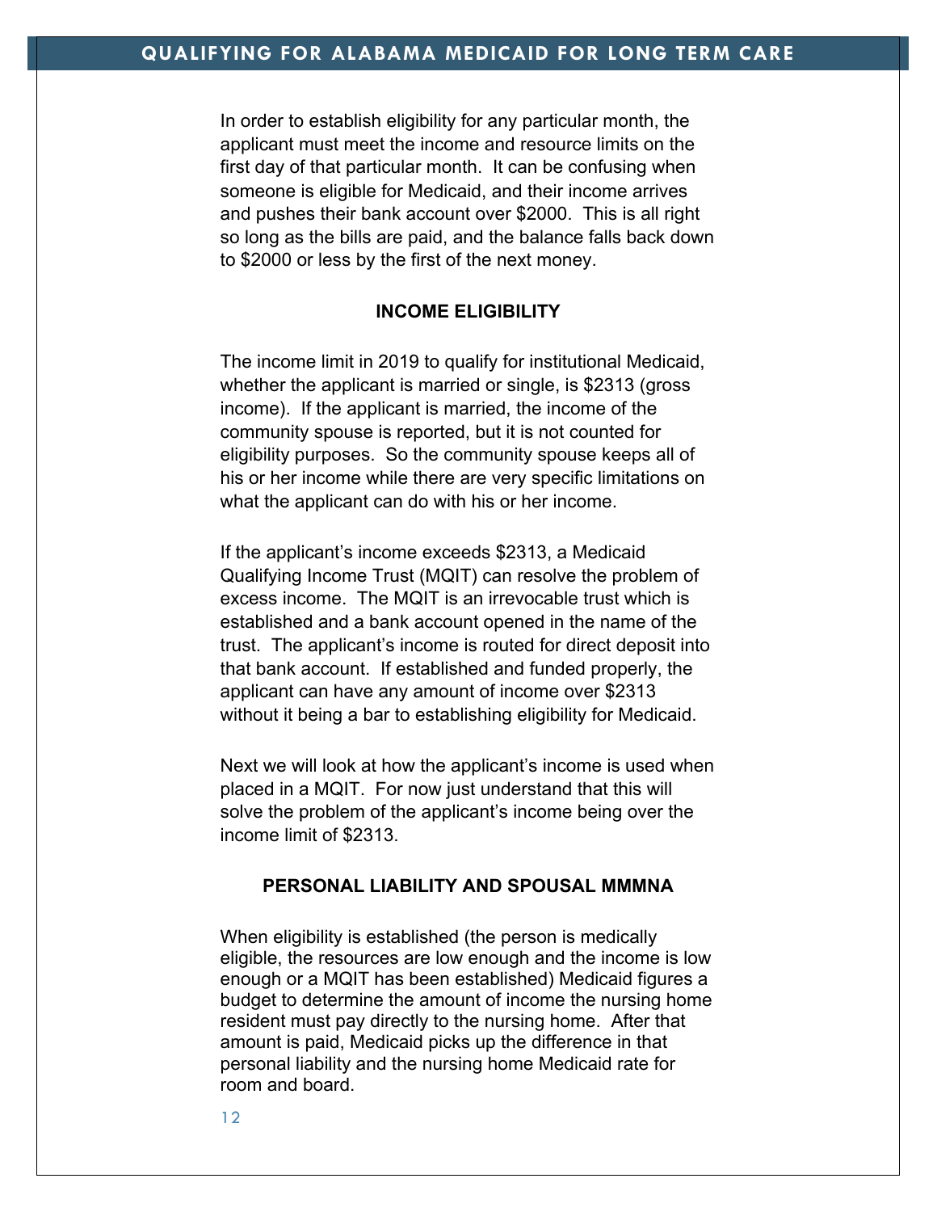In order to establish eligibility for any particular month, the applicant must meet the income and resource limits on the first day of that particular month. It can be confusing when someone is eligible for Medicaid, and their income arrives and pushes their bank account over $2000. This is all right so long as the bills are paid, and the balance falls back down to $2000 or less by the first of the next money.

## INCOME ELIGIBILITY

The income limit in 2019 to qualify for institutional Medicaid, whether the applicant is married or single, is $2313 (gross income). If the applicant is married, the income of the community spouse is reported, but it is not counted for eligibility purposes. So the community spouse keeps all of his or her income while there are very specific limitations on what the applicant can do with his or her income.

If the applicant's income exceeds $2313, a Medicaid Qualifying Income Trust (MQIT) can resolve the problem of excess income. The MQIT is an irrevocable trust which is established and a bank account opened in the name of the trust. The applicant's income is routed for direct deposit into that bank account. If established and funded properly, the applicant can have any amount of income over $2313 without it being a bar to establishing eligibility for Medicaid.

Next we will look at how the applicant's income is used when placed in a MQIT. For now just understand that this will solve the problem of the applicant's income being over the income limit of $2313.

## PERSONAL LIABILITY AND SPOUSAL MMMNA

When eligibility is established (the person is medically eligible, the resources are low enough and the income is low enough or a MQIT has been established) Medicaid figures a budget to determine the amount of income the nursing home resident must pay directly to the nursing home. After that amount is paid, Medicaid picks up the difference in that personal liability and the nursing home Medicaid rate for room and board.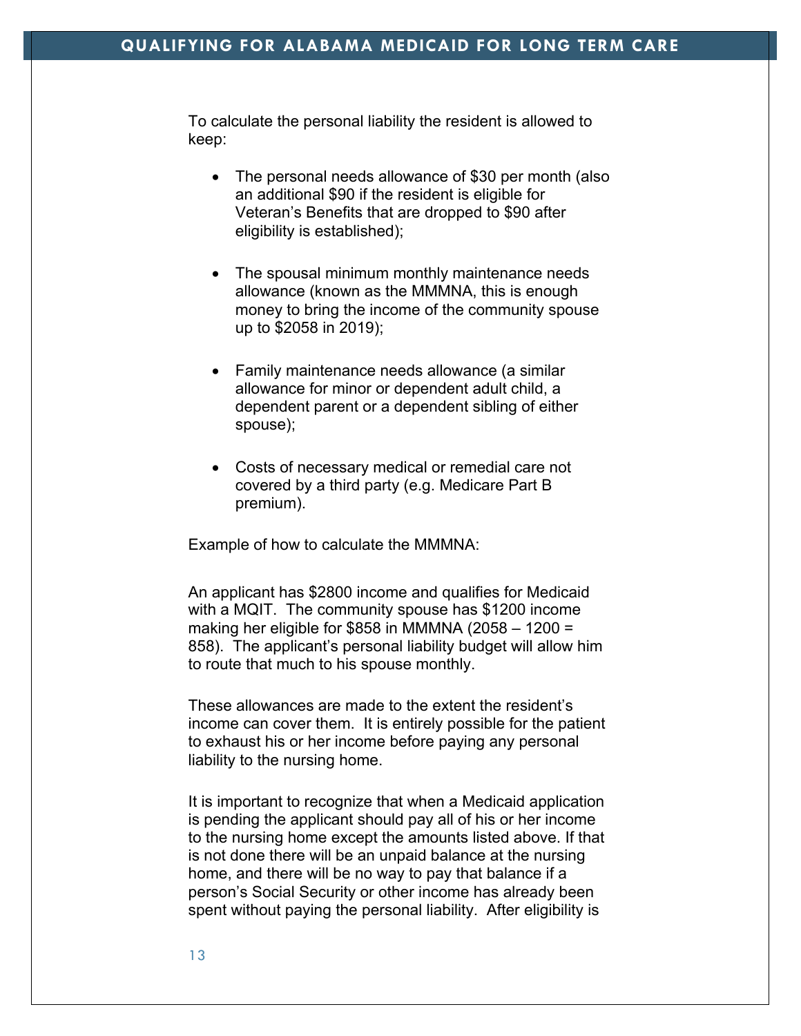To calculate the personal liability the resident is allowed to keep:

- The personal needs allowance of $30 per month (also an additional $90 if the resident is eligible for Veteran's Benefits that are dropped to $90 after eligibility is established);
- The spousal minimum monthly maintenance needs allowance (known as the MMMNA, this is enough money to bring the income of the community spouse up to $2058 in 2019);
- Family maintenance needs allowance (a similar allowance for minor or dependent adult child, a dependent parent or a dependent sibling of either spouse);
- Costs of necessary medical or remedial care not covered by a third party (e.g. Medicare Part B premium).

Example of how to calculate the MMMNA:

An applicant has $2800 income and qualifies for Medicaid with a MQIT. The community spouse has $1200 income making her eligible for $858 in MMMNA (2058 – 1200 = 858). The applicant's personal liability budget will allow him to route that much to his spouse monthly.

These allowances are made to the extent the resident's income can cover them. It is entirely possible for the patient to exhaust his or her income before paying any personal liability to the nursing home.

It is important to recognize that when a Medicaid application is pending the applicant should pay all of his or her income to the nursing home except the amounts listed above. If that is not done there will be an unpaid balance at the nursing home, and there will be no way to pay that balance if a person's Social Security or other income has already been spent without paying the personal liability. After eligibility is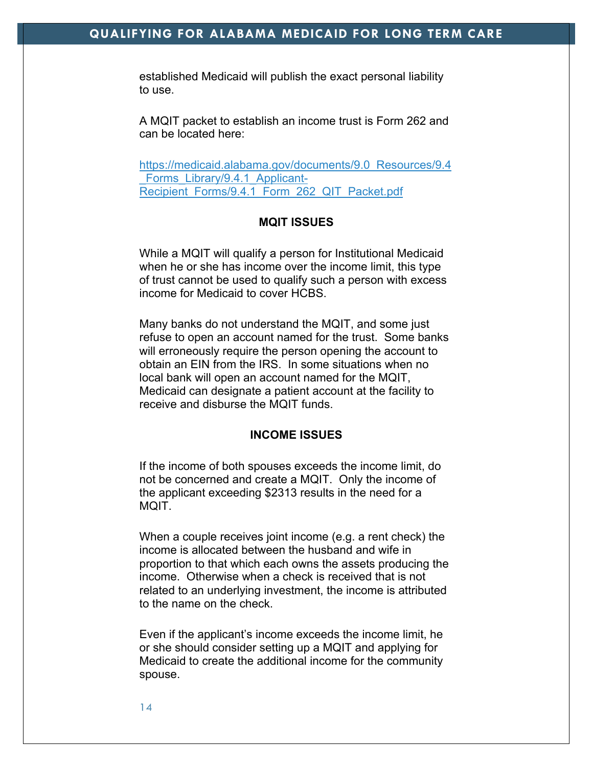established Medicaid will publish the exact personal liability to use.

A MQIT packet to establish an income trust is Form 262 and can be located here:

[https://medicaid.alabama.gov/documents/9.0_Resources/9.4_Forms_Library/9.4.1_Applicant-Recipient_Forms/9.4.1_Form_262_QIT_Packet.pdf](https://medicaid.alabama.gov/documents/9.0_Resources/9.4_Forms_Library/9.4.1_Applicant-Recipient_Forms/9.4.1_Form_262_QIT_Packet.pdf)

**MQIT ISSUES**

While a MQIT will qualify a person for Institutional Medicaid when he or she has income over the income limit, this type of trust cannot be used to qualify such a person with excess income for Medicaid to cover HCBS.

Many banks do not understand the MQIT, and some just refuse to open an account named for the trust. Some banks will erroneously require the person opening the account to obtain an EIN from the IRS. In some situations when no local bank will open an account named for the MQIT, Medicaid can designate a patient account at the facility to receive and disburse the MQIT funds.

**INCOME ISSUES**

If the income of both spouses exceeds the income limit, do not be concerned and create a MQIT. Only the income of the applicant exceeding $2313 results in the need for a MQIT.

When a couple receives joint income (e.g. a rent check) the income is allocated between the husband and wife in proportion to that which each owns the assets producing the income. Otherwise when a check is received that is not related to an underlying investment, the income is attributed to the name on the check.

Even if the applicant's income exceeds the income limit, he or she should consider setting up a MQIT and applying for Medicaid to create the additional income for the community spouse.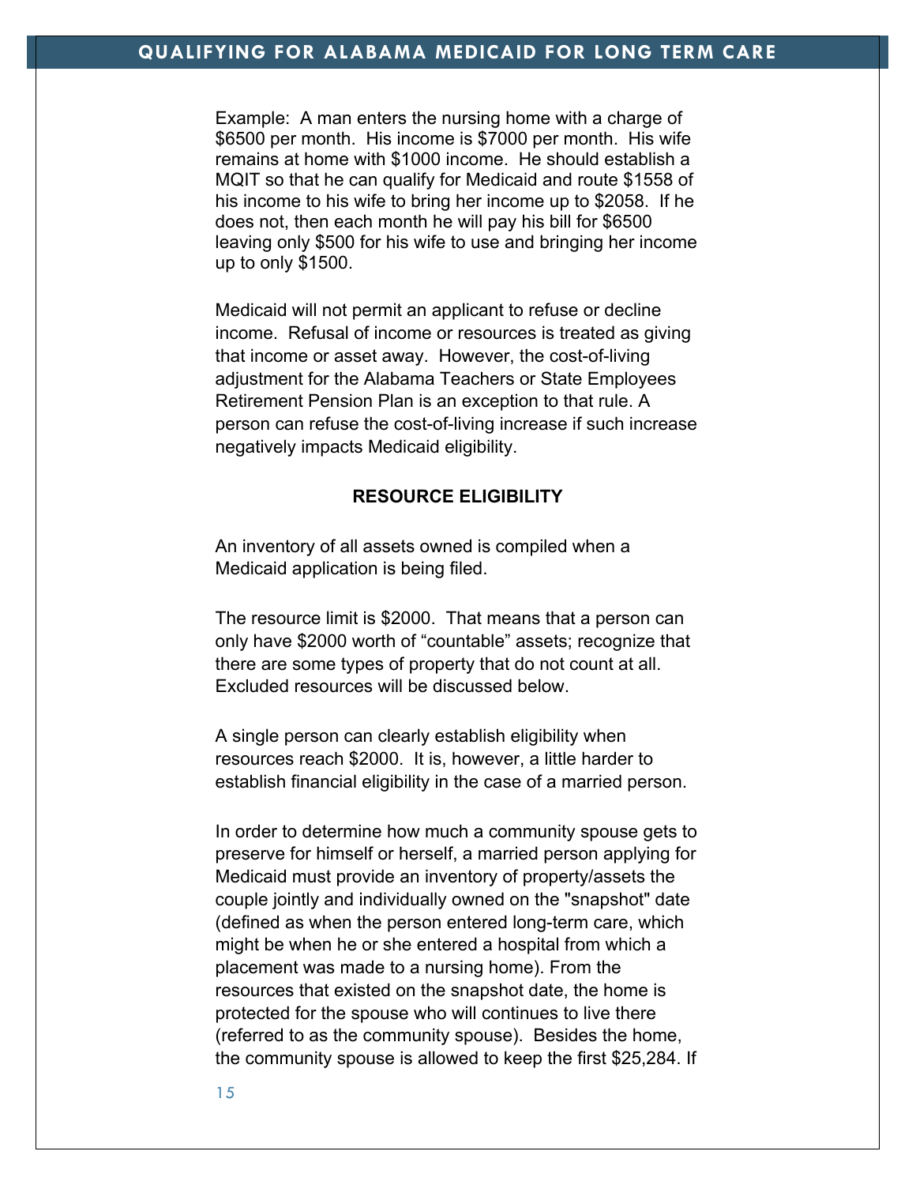Example: A man enters the nursing home with a charge of $6500 per month. His income is $7000 per month. His wife remains at home with $1000 income. He should establish a MQIT so that he can qualify for Medicaid and route $1558 of his income to his wife to bring her income up to $2058. If he does not, then each month he will pay his bill for $6500 leaving only $500 for his wife to use and bringing her income up to only $1500.

Medicaid will not permit an applicant to refuse or decline income. Refusal of income or resources is treated as giving that income or asset away. However, the cost-of-living adjustment for the Alabama Teachers or State Employees Retirement Pension Plan is an exception to that rule. A person can refuse the cost-of-living increase if such increase negatively impacts Medicaid eligibility.

## RESOURCE ELIGIBILITY

An inventory of all assets owned is compiled when a Medicaid application is being filed.

The resource limit is $2000. That means that a person can only have $2000 worth of "countable" assets; recognize that there are some types of property that do not count at all. Excluded resources will be discussed below.

A single person can clearly establish eligibility when resources reach $2000. It is, however, a little harder to establish financial eligibility in the case of a married person.

In order to determine how much a community spouse gets to preserve for himself or herself, a married person applying for Medicaid must provide an inventory of property/assets the couple jointly and individually owned on the "snapshot" date (defined as when the person entered long-term care, which might be when he or she entered a hospital from which a placement was made to a nursing home). From the resources that existed on the snapshot date, the home is protected for the spouse who will continues to live there (referred to as the community spouse). Besides the home, the community spouse is allowed to keep the first $25,284. If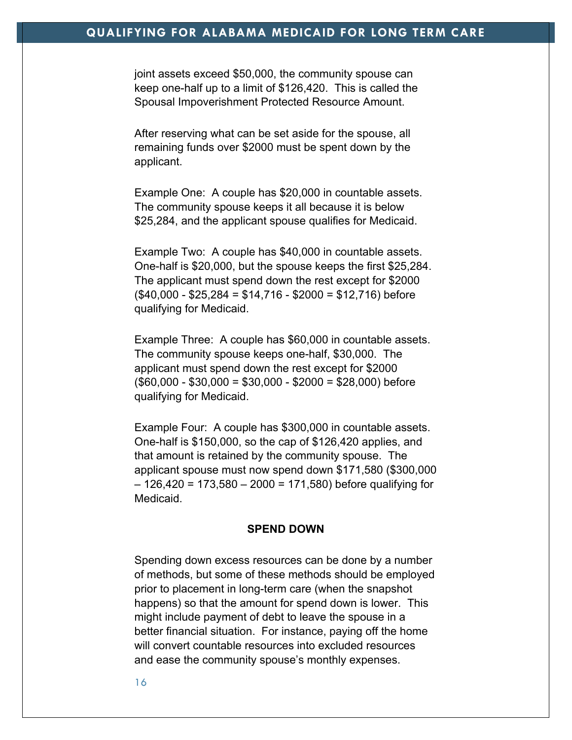joint assets exceed $50,000, the community spouse can keep one-half up to a limit of $126,420. This is called the Spousal Impoverishment Protected Resource Amount.

After reserving what can be set aside for the spouse, all remaining funds over $2000 must be spent down by the applicant.

Example One: A couple has $20,000 in countable assets. The community spouse keeps it all because it is below $25,284, and the applicant spouse qualifies for Medicaid.

Example Two: A couple has $40,000 in countable assets. One-half is $20,000, but the spouse keeps the first $25,284. The applicant must spend down the rest except for $2000 ($40,000 - $25,284 = $14,716 - $2000 = $12,716) before qualifying for Medicaid.

Example Three: A couple has $60,000 in countable assets. The community spouse keeps one-half, $30,000. The applicant must spend down the rest except for $2000 ($60,000 - $30,000 = $30,000 - $2000 = $28,000) before qualifying for Medicaid.

Example Four: A couple has $300,000 in countable assets. One-half is $150,000, so the cap of $126,420 applies, and that amount is retained by the community spouse. The applicant spouse must now spend down $171,580 ($300,000 – 126,420 = 173,580 – 2000 = 171,580) before qualifying for Medicaid.

**SPEND DOWN**

Spending down excess resources can be done by a number of methods, but some of these methods should be employed prior to placement in long-term care (when the snapshot happens) so that the amount for spend down is lower. This might include payment of debt to leave the spouse in a better financial situation. For instance, paying off the home will convert countable resources into excluded resources and ease the community spouse's monthly expenses.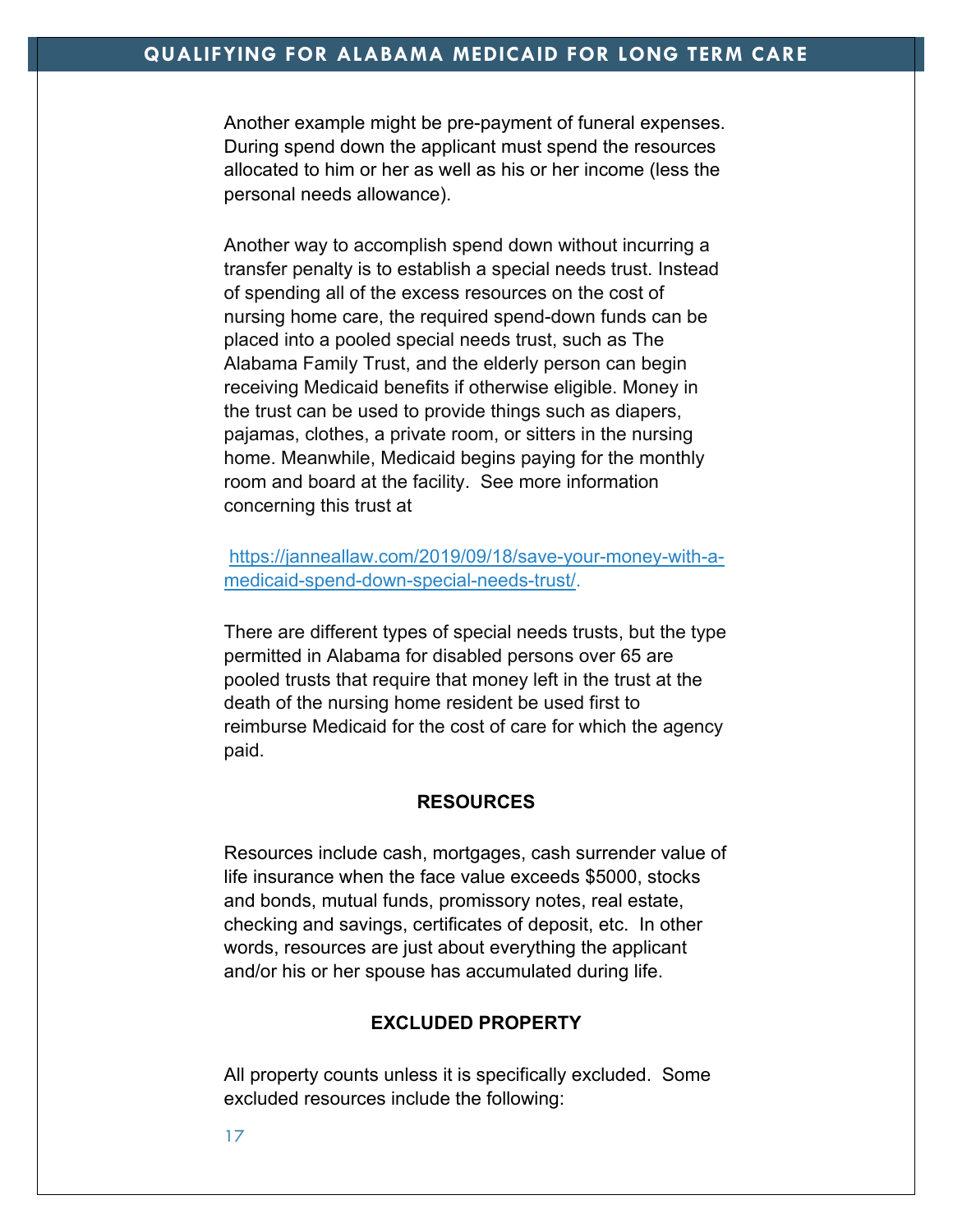Another example might be pre-payment of funeral expenses. During spend down the applicant must spend the resources allocated to him or her as well as his or her income (less the personal needs allowance).

Another way to accomplish spend down without incurring a transfer penalty is to establish a special needs trust. Instead of spending all of the excess resources on the cost of nursing home care, the required spend-down funds can be placed into a pooled special needs trust, such as The Alabama Family Trust, and the elderly person can begin receiving Medicaid benefits if otherwise eligible. Money in the trust can be used to provide things such as diapers, pajamas, clothes, a private room, or sitters in the nursing home. Meanwhile, Medicaid begins paying for the monthly room and board at the facility. See more information concerning this trust at

[https://janneallaw.com/2019/09/18/save-your-money-with-a-medicaid-spend-down-special-needs-trust/](https://janneallaw.com/2019/09/18/save-your-money-with-a-medicaid-spend-down-special-needs-trust/).

There are different types of special needs trusts, but the type permitted in Alabama for disabled persons over 65 are pooled trusts that require that money left in the trust at the death of the nursing home resident be used first to reimburse Medicaid for the cost of care for which the agency paid.

## RESOURCES

Resources include cash, mortgages, cash surrender value of life insurance when the face value exceeds $5000, stocks and bonds, mutual funds, promissory notes, real estate, checking and savings, certificates of deposit, etc. In other words, resources are just about everything the applicant and/or his or her spouse has accumulated during life.

## EXCLUDED PROPERTY

All property counts unless it is specifically excluded. Some excluded resources include the following: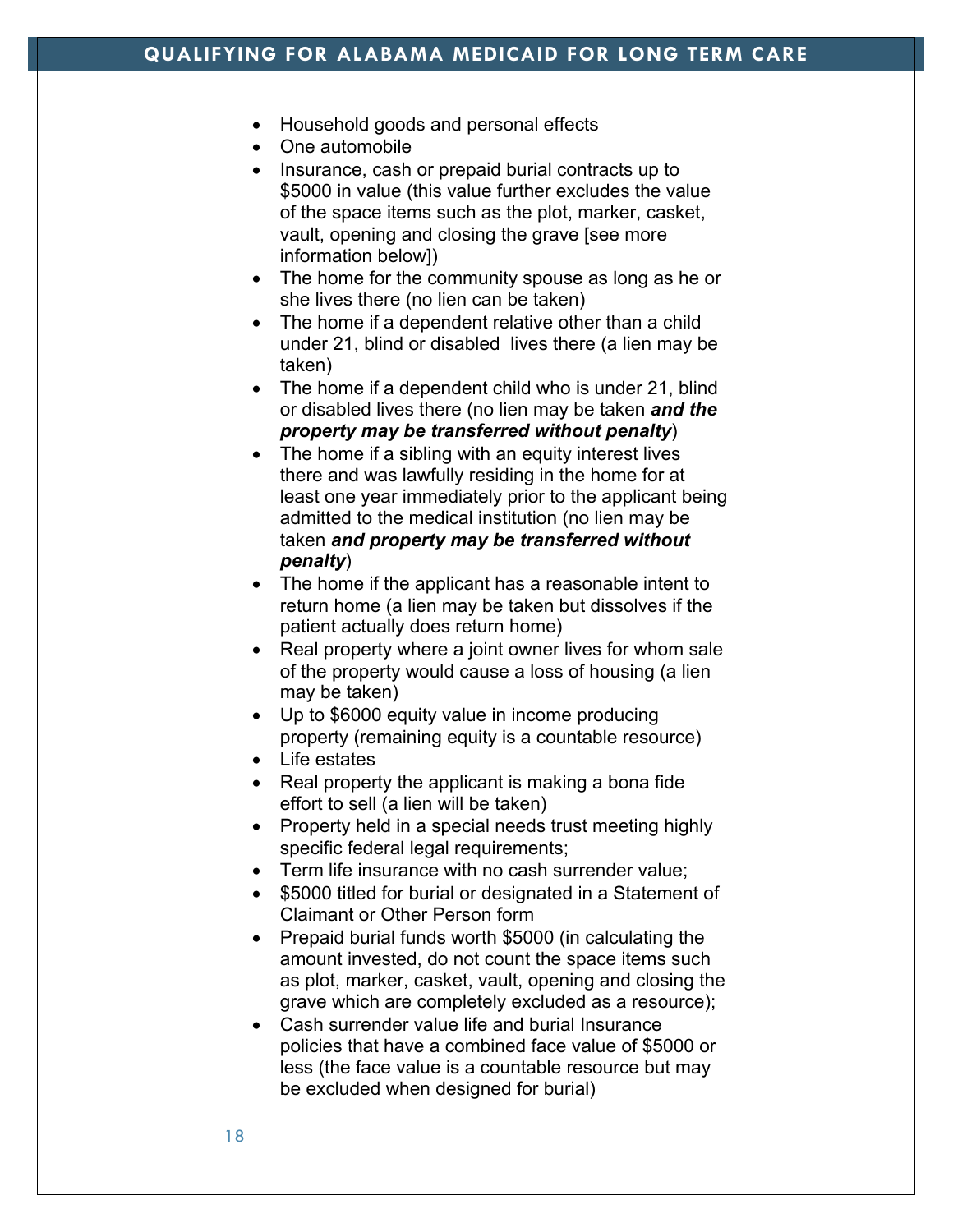- Household goods and personal effects
- One automobile
- Insurance, cash or prepaid burial contracts up to $5000 in value (this value further excludes the value of the space items such as the plot, marker, casket, vault, opening and closing the grave [see more information below])
- The home for the community spouse as long as he or she lives there (no lien can be taken)
- The home if a dependent relative other than a child under 21, blind or disabled lives there (a lien may be taken)
- The home if a dependent child who is under 21, blind or disabled lives there (no lien may be taken ***and the property may be transferred without penalty***)
- The home if a sibling with an equity interest lives there and was lawfully residing in the home for at least one year immediately prior to the applicant being admitted to the medical institution (no lien may be taken ***and property may be transferred without penalty***)
- The home if the applicant has a reasonable intent to return home (a lien may be taken but dissolves if the patient actually does return home)
- Real property where a joint owner lives for whom sale of the property would cause a loss of housing (a lien may be taken)
- Up to $6000 equity value in income producing property (remaining equity is a countable resource)
- Life estates
- Real property the applicant is making a bona fide effort to sell (a lien will be taken)
- Property held in a special needs trust meeting highly specific federal legal requirements;
- Term life insurance with no cash surrender value;
- $5000 titled for burial or designated in a Statement of Claimant or Other Person form
- Prepaid burial funds worth $5000 (in calculating the amount invested, do not count the space items such as plot, marker, casket, vault, opening and closing the grave which are completely excluded as a resource);
- Cash surrender value life and burial Insurance policies that have a combined face value of $5000 or less (the face value is a countable resource but may be excluded when designed for burial)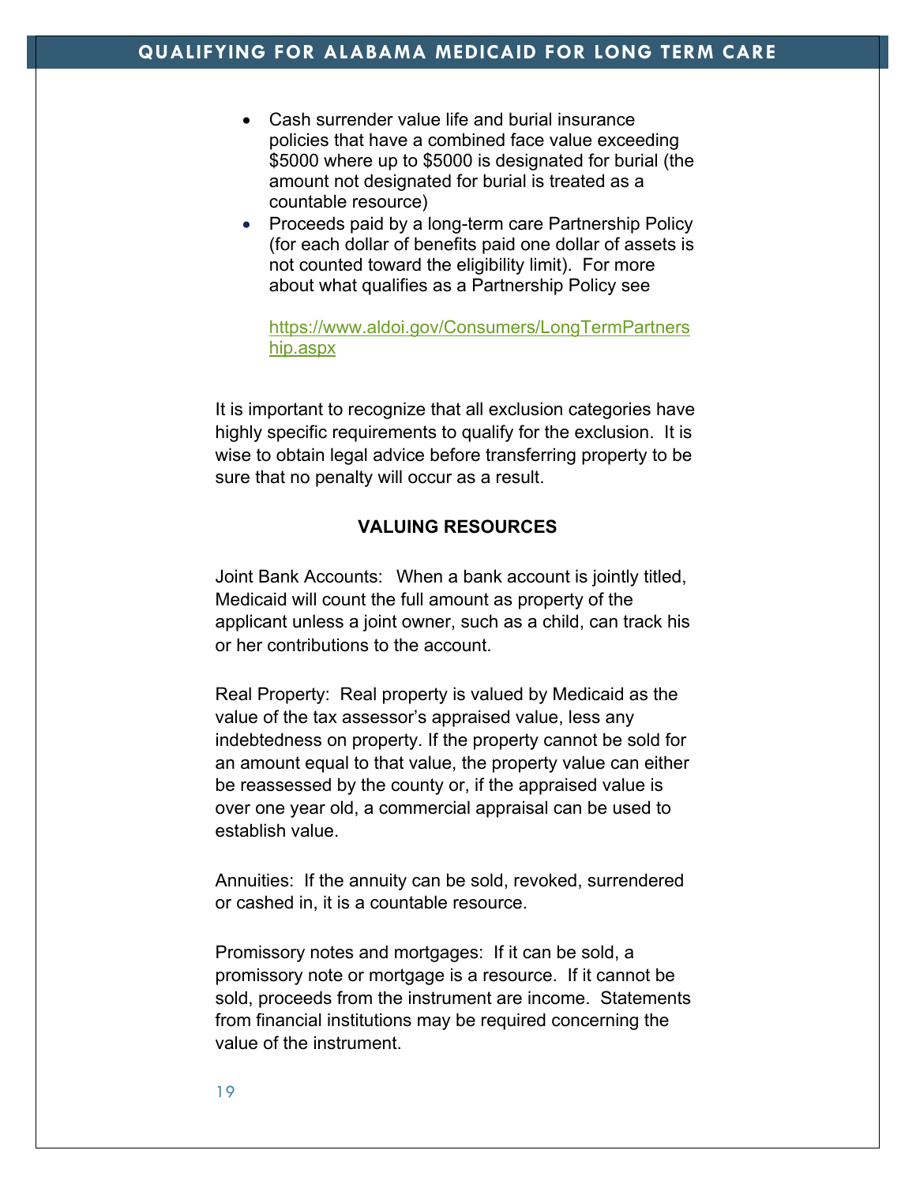- Cash surrender value life and burial insurance policies that have a combined face value exceeding $5000 where up to $5000 is designated for burial (the amount not designated for burial is treated as a countable resource)
- Proceeds paid by a long-term care Partnership Policy (for each dollar of benefits paid one dollar of assets is not counted toward the eligibility limit). For more about what qualifies as a Partnership Policy see

  https://www.aldoi.gov/Consumers/LongTermPartnership.aspx

It is important to recognize that all exclusion categories have highly specific requirements to qualify for the exclusion. It is wise to obtain legal advice before transferring property to be sure that no penalty will occur as a result.

**VALUING RESOURCES**

Joint Bank Accounts: When a bank account is jointly titled, Medicaid will count the full amount as property of the applicant unless a joint owner, such as a child, can track his or her contributions to the account.

Real Property: Real property is valued by Medicaid as the value of the tax assessor's appraised value, less any indebtedness on property. If the property cannot be sold for an amount equal to that value, the property value can either be reassessed by the county or, if the appraised value is over one year old, a commercial appraisal can be used to establish value.

Annuities: If the annuity can be sold, revoked, surrendered or cashed in, it is a countable resource.

Promissory notes and mortgages: If it can be sold, a promissory note or mortgage is a resource. If it cannot be sold, proceeds from the instrument are income. Statements from financial institutions may be required concerning the value of the instrument.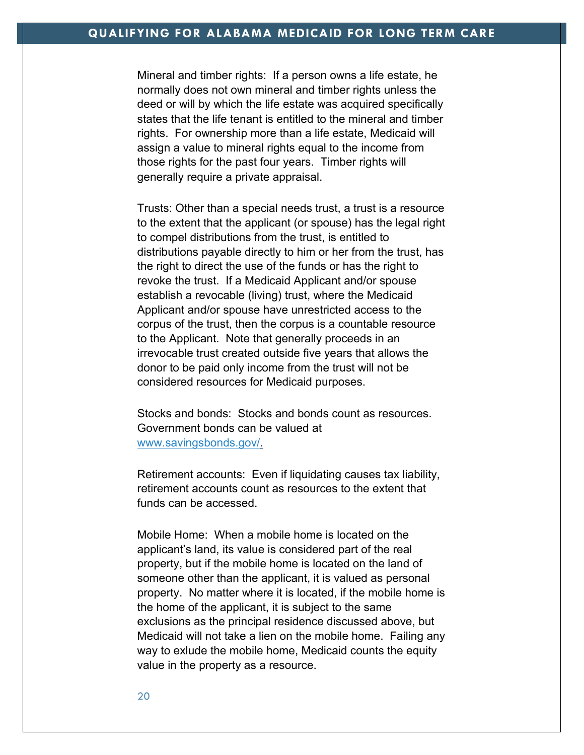Mineral and timber rights: If a person owns a life estate, he normally does not own mineral and timber rights unless the deed or will by which the life estate was acquired specifically states that the life tenant is entitled to the mineral and timber rights. For ownership more than a life estate, Medicaid will assign a value to mineral rights equal to the income from those rights for the past four years. Timber rights will generally require a private appraisal.

Trusts: Other than a special needs trust, a trust is a resource to the extent that the applicant (or spouse) has the legal right to compel distributions from the trust, is entitled to distributions payable directly to him or her from the trust, has the right to direct the use of the funds or has the right to revoke the trust. If a Medicaid Applicant and/or spouse establish a revocable (living) trust, where the Medicaid Applicant and/or spouse have unrestricted access to the corpus of the trust, then the corpus is a countable resource to the Applicant. Note that generally proceeds in an irrevocable trust created outside five years that allows the donor to be paid only income from the trust will not be considered resources for Medicaid purposes.

Stocks and bonds: Stocks and bonds count as resources. Government bonds can be valued at [www.savingsbonds.gov/](www.savingsbonds.gov/).

Retirement accounts: Even if liquidating causes tax liability, retirement accounts count as resources to the extent that funds can be accessed.

Mobile Home: When a mobile home is located on the applicant's land, its value is considered part of the real property, but if the mobile home is located on the land of someone other than the applicant, it is valued as personal property. No matter where it is located, if the mobile home is the home of the applicant, it is subject to the same exclusions as the principal residence discussed above, but Medicaid will not take a lien on the mobile home. Failing any way to exlude the mobile home, Medicaid counts the equity value in the property as a resource.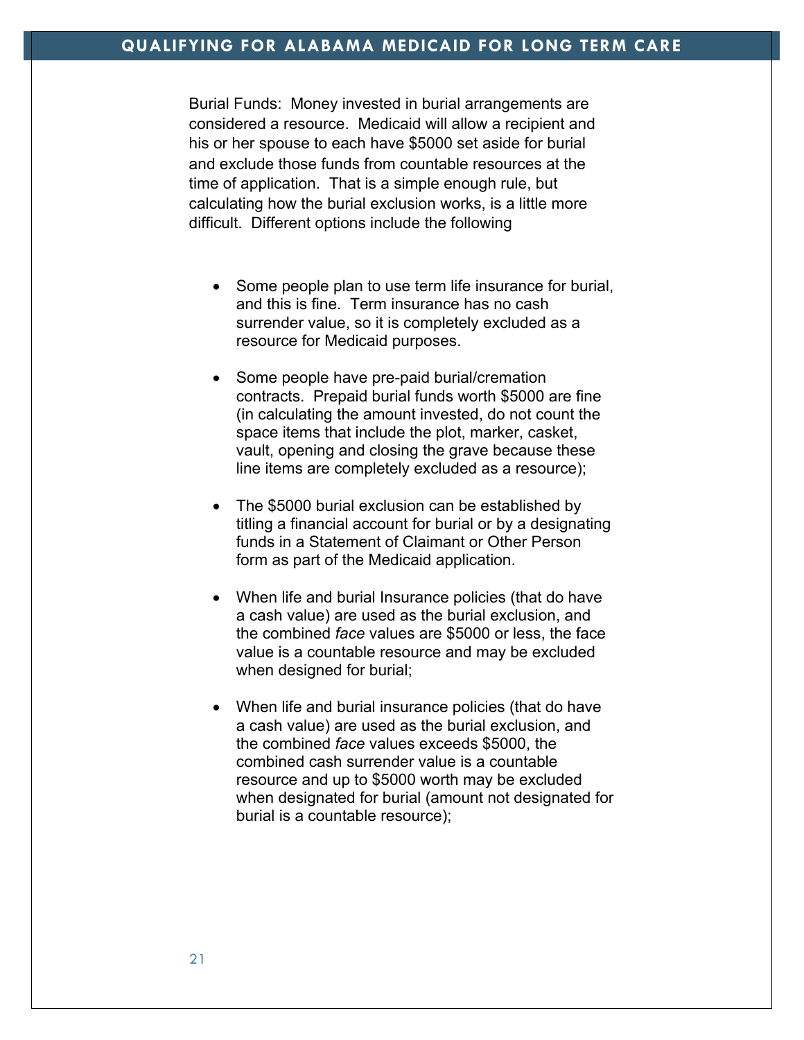Burial Funds: Money invested in burial arrangements are considered a resource. Medicaid will allow a recipient and his or her spouse to each have $5000 set aside for burial and exclude those funds from countable resources at the time of application. That is a simple enough rule, but calculating how the burial exclusion works, is a little more difficult. Different options include the following

- Some people plan to use term life insurance for burial, and this is fine. Term insurance has no cash surrender value, so it is completely excluded as a resource for Medicaid purposes.

- Some people have pre-paid burial/cremation contracts. Prepaid burial funds worth $5000 are fine (in calculating the amount invested, do not count the space items that include the plot, marker, casket, vault, opening and closing the grave because these line items are completely excluded as a resource);

- The $5000 burial exclusion can be established by titling a financial account for burial or by a designating funds in a Statement of Claimant or Other Person form as part of the Medicaid application.

- When life and burial Insurance policies (that do have a cash value) are used as the burial exclusion, and the combined *face* values are $5000 or less, the face value is a countable resource and may be excluded when designed for burial;

- When life and burial insurance policies (that do have a cash value) are used as the burial exclusion, and the combined *face* values exceeds $5000, the combined cash surrender value is a countable resource and up to $5000 worth may be excluded when designated for burial (amount not designated for burial is a countable resource);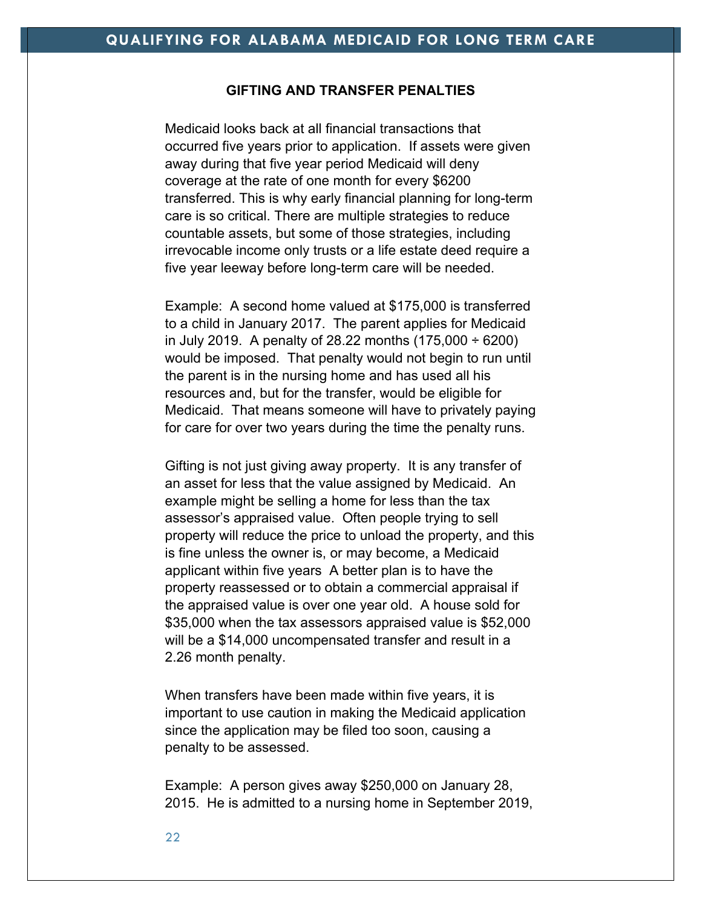## GIFTING AND TRANSFER PENALTIES

Medicaid looks back at all financial transactions that occurred five years prior to application. If assets were given away during that five year period Medicaid will deny coverage at the rate of one month for every $6200 transferred. This is why early financial planning for long-term care is so critical. There are multiple strategies to reduce countable assets, but some of those strategies, including irrevocable income only trusts or a life estate deed require a five year leeway before long-term care will be needed.

Example: A second home valued at $175,000 is transferred to a child in January 2017. The parent applies for Medicaid in July 2019. A penalty of 28.22 months (175,000 ÷ 6200) would be imposed. That penalty would not begin to run until the parent is in the nursing home and has used all his resources and, but for the transfer, would be eligible for Medicaid. That means someone will have to privately paying for care for over two years during the time the penalty runs.

Gifting is not just giving away property. It is any transfer of an asset for less that the value assigned by Medicaid. An example might be selling a home for less than the tax assessor's appraised value. Often people trying to sell property will reduce the price to unload the property, and this is fine unless the owner is, or may become, a Medicaid applicant within five years A better plan is to have the property reassessed or to obtain a commercial appraisal if the appraised value is over one year old. A house sold for $35,000 when the tax assessors appraised value is $52,000 will be a $14,000 uncompensated transfer and result in a 2.26 month penalty.

When transfers have been made within five years, it is important to use caution in making the Medicaid application since the application may be filed too soon, causing a penalty to be assessed.

Example: A person gives away $250,000 on January 28, 2015. He is admitted to a nursing home in September 2019,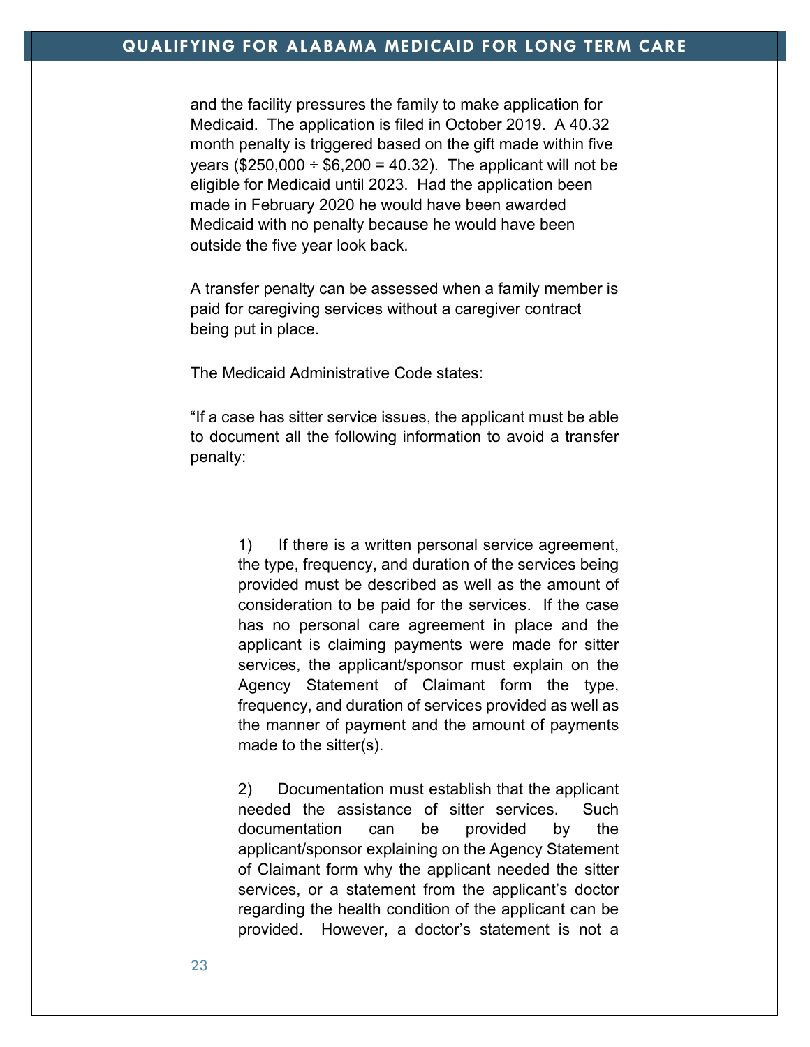and the facility pressures the family to make application for Medicaid. The application is filed in October 2019. A 40.32 month penalty is triggered based on the gift made within five years ($250,000 ÷ $6,200 = 40.32). The applicant will not be eligible for Medicaid until 2023. Had the application been made in February 2020 he would have been awarded Medicaid with no penalty because he would have been outside the five year look back.

A transfer penalty can be assessed when a family member is paid for caregiving services without a caregiver contract being put in place.

The Medicaid Administrative Code states:

"If a case has sitter service issues, the applicant must be able to document all the following information to avoid a transfer penalty:

> 1) If there is a written personal service agreement, the type, frequency, and duration of the services being provided must be described as well as the amount of consideration to be paid for the services. If the case has no personal care agreement in place and the applicant is claiming payments were made for sitter services, the applicant/sponsor must explain on the Agency Statement of Claimant form the type, frequency, and duration of services provided as well as the manner of payment and the amount of payments made to the sitter(s).
>
> 2) Documentation must establish that the applicant needed the assistance of sitter services. Such documentation can be provided by the applicant/sponsor explaining on the Agency Statement of Claimant form why the applicant needed the sitter services, or a statement from the applicant's doctor regarding the health condition of the applicant can be provided. However, a doctor's statement is not a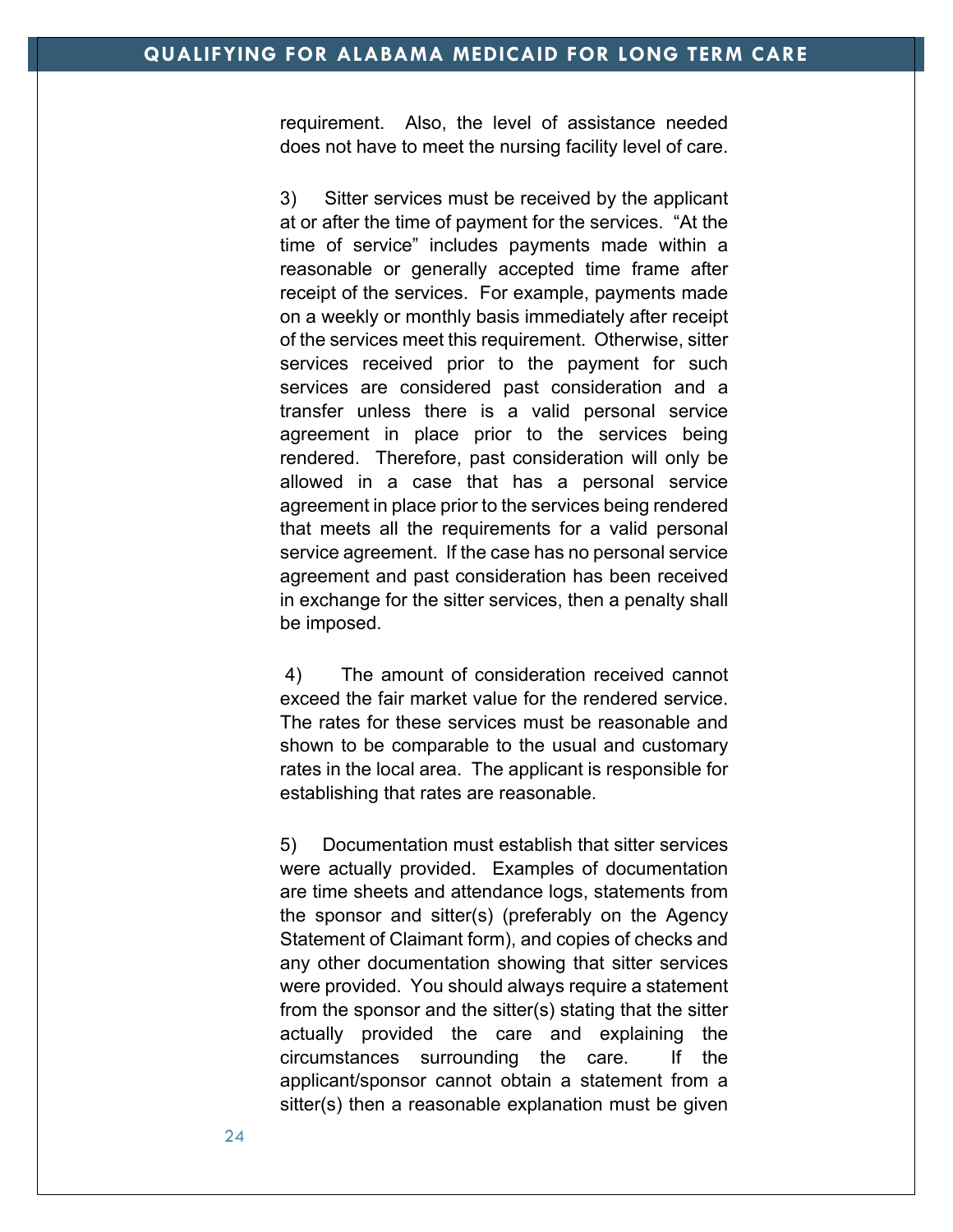requirement. Also, the level of assistance needed does not have to meet the nursing facility level of care.

3) Sitter services must be received by the applicant at or after the time of payment for the services. “At the time of service” includes payments made within a reasonable or generally accepted time frame after receipt of the services. For example, payments made on a weekly or monthly basis immediately after receipt of the services meet this requirement. Otherwise, sitter services received prior to the payment for such services are considered past consideration and a transfer unless there is a valid personal service agreement in place prior to the services being rendered. Therefore, past consideration will only be allowed in a case that has a personal service agreement in place prior to the services being rendered that meets all the requirements for a valid personal service agreement. If the case has no personal service agreement and past consideration has been received in exchange for the sitter services, then a penalty shall be imposed.

4) The amount of consideration received cannot exceed the fair market value for the rendered service. The rates for these services must be reasonable and shown to be comparable to the usual and customary rates in the local area. The applicant is responsible for establishing that rates are reasonable.

5) Documentation must establish that sitter services were actually provided. Examples of documentation are time sheets and attendance logs, statements from the sponsor and sitter(s) (preferably on the Agency Statement of Claimant form), and copies of checks and any other documentation showing that sitter services were provided. You should always require a statement from the sponsor and the sitter(s) stating that the sitter actually provided the care and explaining the circumstances surrounding the care. If the applicant/sponsor cannot obtain a statement from a sitter(s) then a reasonable explanation must be given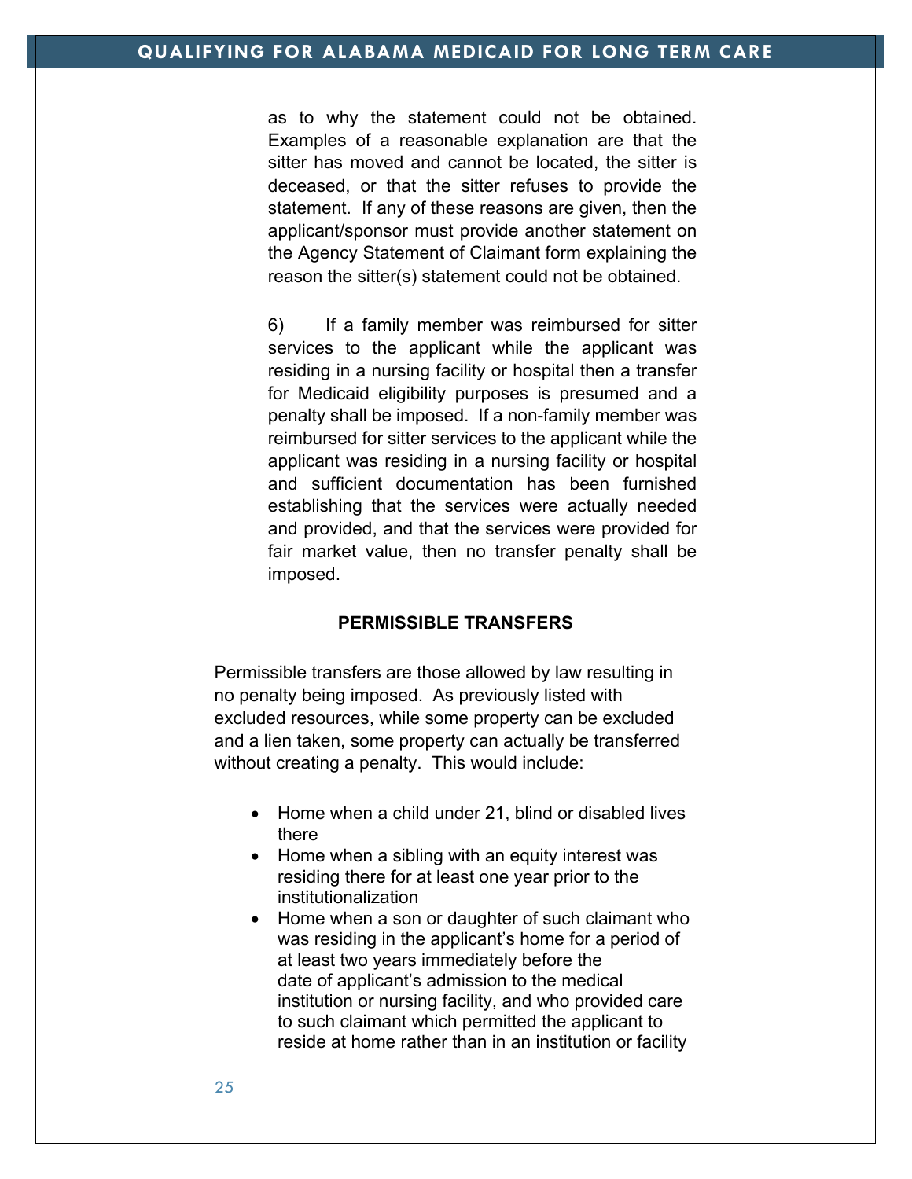as to why the statement could not be obtained. Examples of a reasonable explanation are that the sitter has moved and cannot be located, the sitter is deceased, or that the sitter refuses to provide the statement. If any of these reasons are given, then the applicant/sponsor must provide another statement on the Agency Statement of Claimant form explaining the reason the sitter(s) statement could not be obtained.

6) If a family member was reimbursed for sitter services to the applicant while the applicant was residing in a nursing facility or hospital then a transfer for Medicaid eligibility purposes is presumed and a penalty shall be imposed. If a non-family member was reimbursed for sitter services to the applicant while the applicant was residing in a nursing facility or hospital and sufficient documentation has been furnished establishing that the services were actually needed and provided, and that the services were provided for fair market value, then no transfer penalty shall be imposed.

**PERMISSIBLE TRANSFERS**

Permissible transfers are those allowed by law resulting in no penalty being imposed. As previously listed with excluded resources, while some property can be excluded and a lien taken, some property can actually be transferred without creating a penalty. This would include:

- Home when a child under 21, blind or disabled lives there
- Home when a sibling with an equity interest was residing there for at least one year prior to the institutionalization
- Home when a son or daughter of such claimant who was residing in the applicant's home for a period of at least two years immediately before the date of applicant's admission to the medical institution or nursing facility, and who provided care to such claimant which permitted the applicant to reside at home rather than in an institution or facility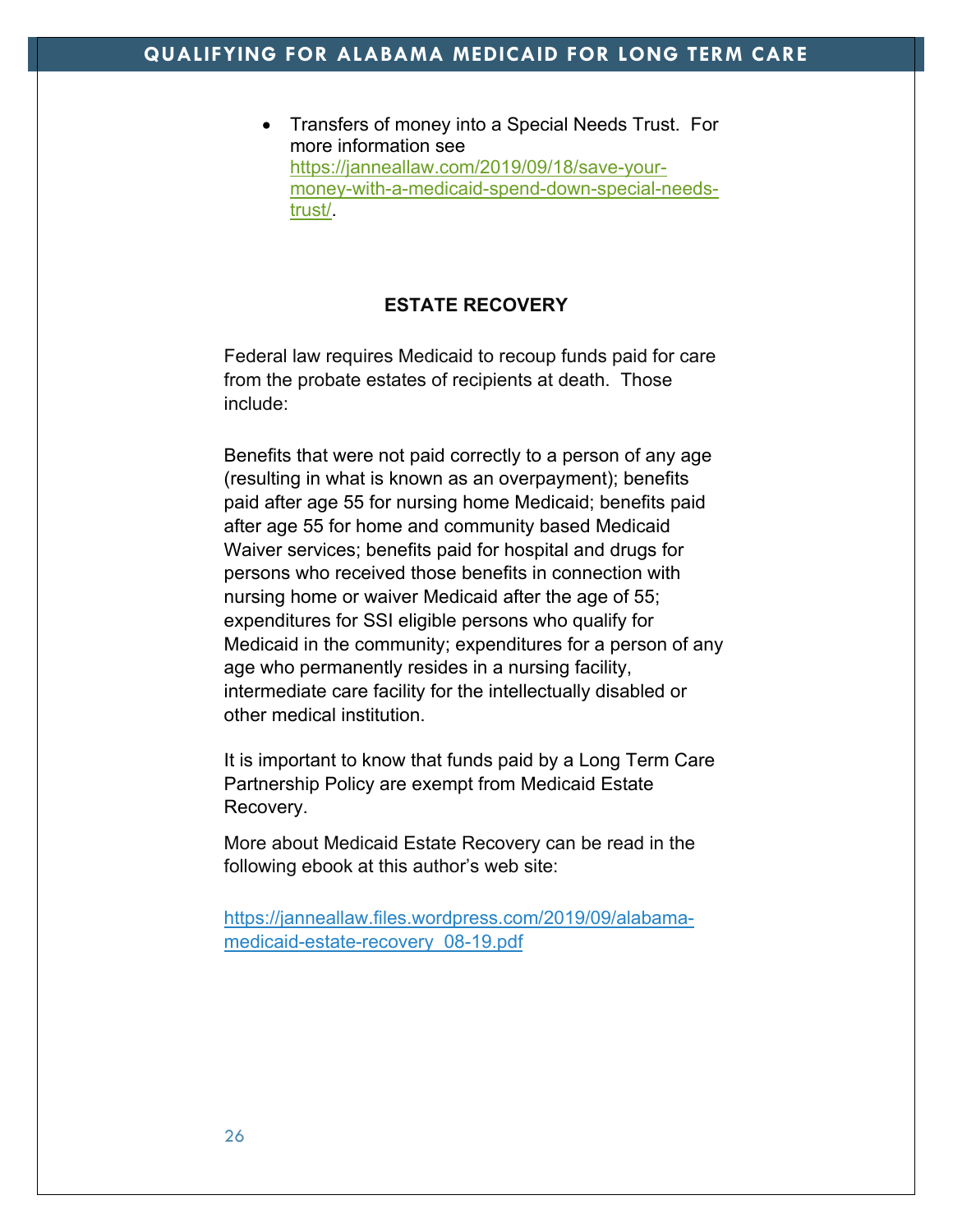- Transfers of money into a Special Needs Trust. For more information see https://janneallaw.com/2019/09/18/save-your-money-with-a-medicaid-spend-down-special-needs-trust/.

## ESTATE RECOVERY

Federal law requires Medicaid to recoup funds paid for care from the probate estates of recipients at death. Those include:

Benefits that were not paid correctly to a person of any age (resulting in what is known as an overpayment); benefits paid after age 55 for nursing home Medicaid; benefits paid after age 55 for home and community based Medicaid Waiver services; benefits paid for hospital and drugs for persons who received those benefits in connection with nursing home or waiver Medicaid after the age of 55; expenditures for SSI eligible persons who qualify for Medicaid in the community; expenditures for a person of any age who permanently resides in a nursing facility, intermediate care facility for the intellectually disabled or other medical institution.

It is important to know that funds paid by a Long Term Care Partnership Policy are exempt from Medicaid Estate Recovery.

More about Medicaid Estate Recovery can be read in the following ebook at this author's web site:

https://janneallaw.files.wordpress.com/2019/09/alabama-medicaid-estate-recovery_08-19.pdf